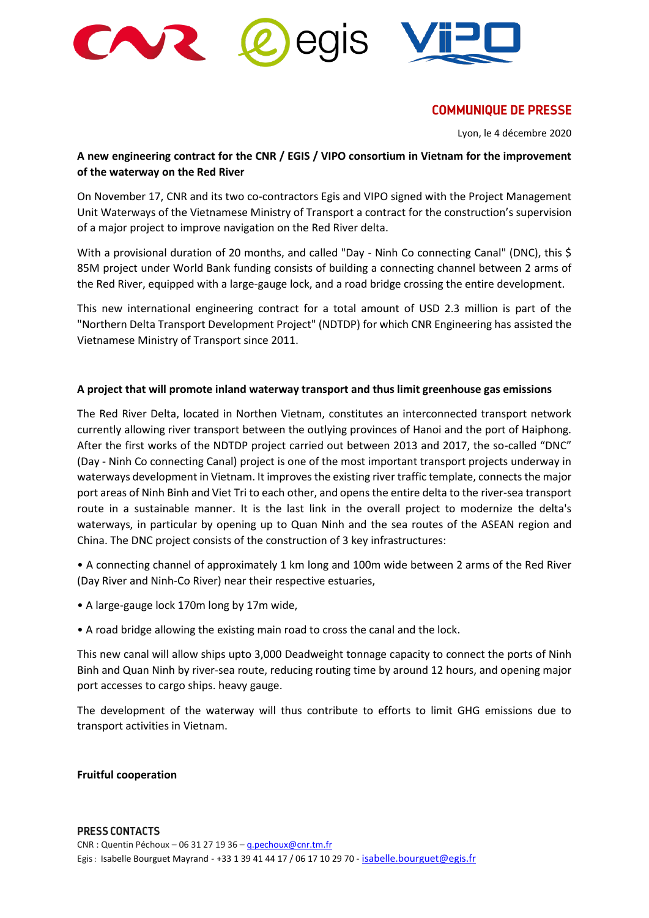**COMMUNIQUE DE PRESSE**

Lyon, le 4 décembre 2020

**A new engineering contract for the CNR / EGIS / VIPO consortium in Vietnam for the improvement of the waterway on the Red River**

On November 17, CNR and its two co-contractors Egis and VIPO signed with the Project Management Unit Waterways of the Vietnamese Ministry of Transport a contract for the construction's supervision of a major project to improve navigation on the Red River delta.

With a provisional duration of 20 months, and called "Day - Ninh Co connecting Canal" (DNC), this $ 85M project under World Bank funding consists of building a connecting channel between 2 arms of the Red River, equipped with a large-gauge lock, and a road bridge crossing the entire development.

This new international engineering contract for a total amount of USD 2.3 million is part of the "Northern Delta Transport Development Project" (NDTDP) for which CNR Engineering has assisted the Vietnamese Ministry of Transport since 2011.

**A project that will promote inland waterway transport and thus limit greenhouse gas emissions**

The Red River Delta, located in Northen Vietnam, constitutes an interconnected transport network currently allowing river transport between the outlying provinces of Hanoi and the port of Haiphong. After the first works of the NDTDP project carried out between 2013 and 2017, the so-called "DNC" (Day - Ninh Co connecting Canal) project is one of the most important transport projects underway in waterways development in Vietnam. It improves the existing river traffic template, connects the major port areas of Ninh Binh and Viet Tri to each other, and opens the entire delta to the river-sea transport route in a sustainable manner. It is the last link in the overall project to modernize the delta's waterways, in particular by opening up to Quan Ninh and the sea routes of the ASEAN region and China. The DNC project consists of the construction of 3 key infrastructures:

• A connecting channel of approximately 1 km long and 100m wide between 2 arms of the Red River (Day River and Ninh-Co River) near their respective estuaries,

• A large-gauge lock 170m long by 17m wide,

• A road bridge allowing the existing main road to cross the canal and the lock.

This new canal will allow ships upto 3,000 Deadweight tonnage capacity to connect the ports of Ninh Binh and Quan Ninh by river-sea route, reducing routing time by around 12 hours, and opening major port accesses to cargo ships. heavy gauge.

The development of the waterway will thus contribute to efforts to limit GHG emissions due to transport activities in Vietnam.

**Fruitful cooperation**

**PRESS CONTACTS**

CNR : Quentin Péchoux – 06 31 27 19 36 – q.pechoux@cnr.tm.fr

Egis : Isabelle Bourguet Mayrand - +33 1 39 41 44 17 / 06 17 10 29 70 - isabelle.bourguet@egis.fr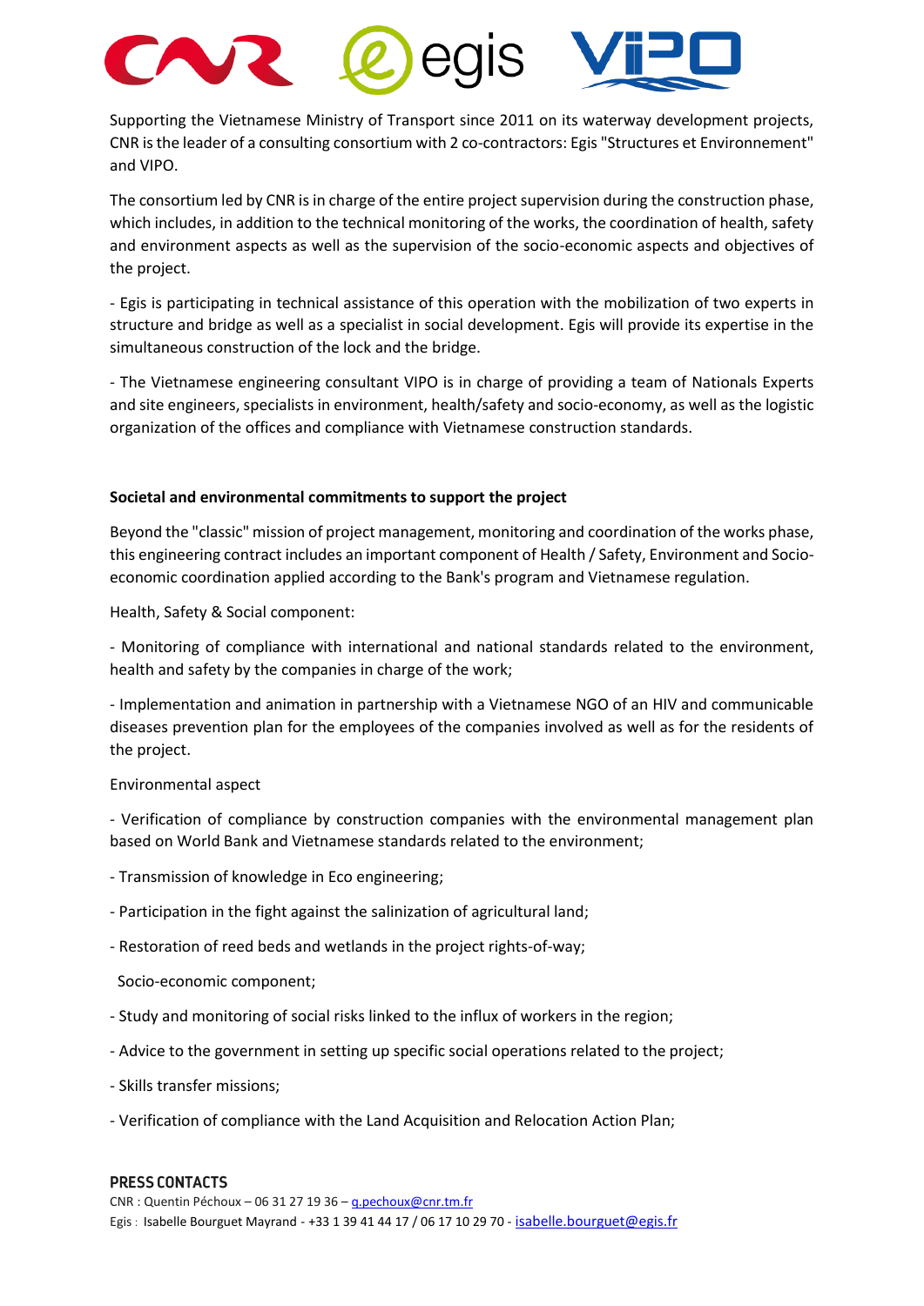Supporting the Vietnamese Ministry of Transport since 2011 on its waterway development projects, CNR is the leader of a consulting consortium with 2 co-contractors: Egis "Structures et Environnement" and VIPO.

The consortium led by CNR is in charge of the entire project supervision during the construction phase, which includes, in addition to the technical monitoring of the works, the coordination of health, safety and environment aspects as well as the supervision of the socio-economic aspects and objectives of the project.

- Egis is participating in technical assistance of this operation with the mobilization of two experts in structure and bridge as well as a specialist in social development. Egis will provide its expertise in the simultaneous construction of the lock and the bridge.

- The Vietnamese engineering consultant VIPO is in charge of providing a team of Nationals Experts and site engineers, specialists in environment, health/safety and socio-economy, as well as the logistic organization of the offices and compliance with Vietnamese construction standards.

**Societal and environmental commitments to support the project**

Beyond the "classic" mission of project management, monitoring and coordination of the works phase, this engineering contract includes an important component of Health / Safety, Environment and Socio-economic coordination applied according to the Bank's program and Vietnamese regulation.

Health, Safety & Social component:

- Monitoring of compliance with international and national standards related to the environment, health and safety by the companies in charge of the work;

- Implementation and animation in partnership with a Vietnamese NGO of an HIV and communicable diseases prevention plan for the employees of the companies involved as well as for the residents of the project.

Environmental aspect

- Verification of compliance by construction companies with the environmental management plan based on World Bank and Vietnamese standards related to the environment;

- Transmission of knowledge in Eco engineering;

- Participation in the fight against the salinization of agricultural land;

- Restoration of reed beds and wetlands in the project rights-of-way;

Socio-economic component;

- Study and monitoring of social risks linked to the influx of workers in the region;

- Advice to the government in setting up specific social operations related to the project;

- Skills transfer missions;

- Verification of compliance with the Land Acquisition and Relocation Action Plan;

**PRESS CONTACTS**

CNR : Quentin Péchoux – 06 31 27 19 36 – q.pechoux@cnr.tm.fr
Egis : Isabelle Bourguet Mayrand - +33 1 39 41 44 17 / 06 17 10 29 70 - isabelle.bourguet@egis.fr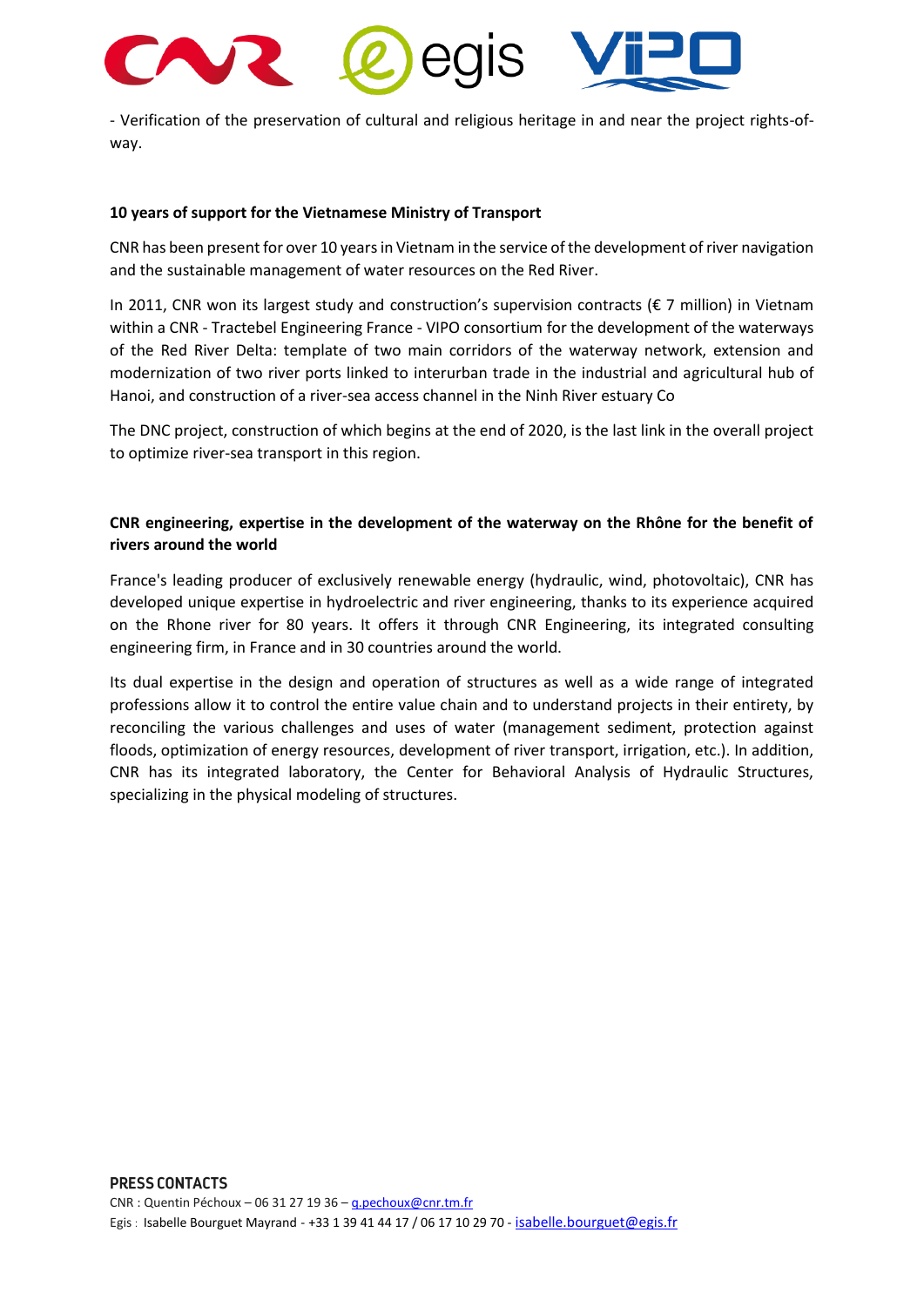- Verification of the preservation of cultural and religious heritage in and near the project rights-of-way.

**10 years of support for the Vietnamese Ministry of Transport**

CNR has been present for over 10 years in Vietnam in the service of the development of river navigation and the sustainable management of water resources on the Red River.

In 2011, CNR won its largest study and construction's supervision contracts (€ 7 million) in Vietnam within a CNR - Tractebel Engineering France - VIPO consortium for the development of the waterways of the Red River Delta: template of two main corridors of the waterway network, extension and modernization of two river ports linked to interurban trade in the industrial and agricultural hub of Hanoi, and construction of a river-sea access channel in the Ninh River estuary Co

The DNC project, construction of which begins at the end of 2020, is the last link in the overall project to optimize river-sea transport in this region.

**CNR engineering, expertise in the development of the waterway on the Rhône for the benefit of rivers around the world**

France's leading producer of exclusively renewable energy (hydraulic, wind, photovoltaic), CNR has developed unique expertise in hydroelectric and river engineering, thanks to its experience acquired on the Rhone river for 80 years. It offers it through CNR Engineering, its integrated consulting engineering firm, in France and in 30 countries around the world.

Its dual expertise in the design and operation of structures as well as a wide range of integrated professions allow it to control the entire value chain and to understand projects in their entirety, by reconciling the various challenges and uses of water (management sediment, protection against floods, optimization of energy resources, development of river transport, irrigation, etc.). In addition, CNR has its integrated laboratory, the Center for Behavioral Analysis of Hydraulic Structures, specializing in the physical modeling of structures.

**PRESS CONTACTS**

CNR : Quentin Péchoux – 06 31 27 19 36 – q.pechoux@cnr.tm.fr

Egis : Isabelle Bourguet Mayrand - +33 1 39 41 44 17 / 06 17 10 29 70 - isabelle.bourguet@egis.fr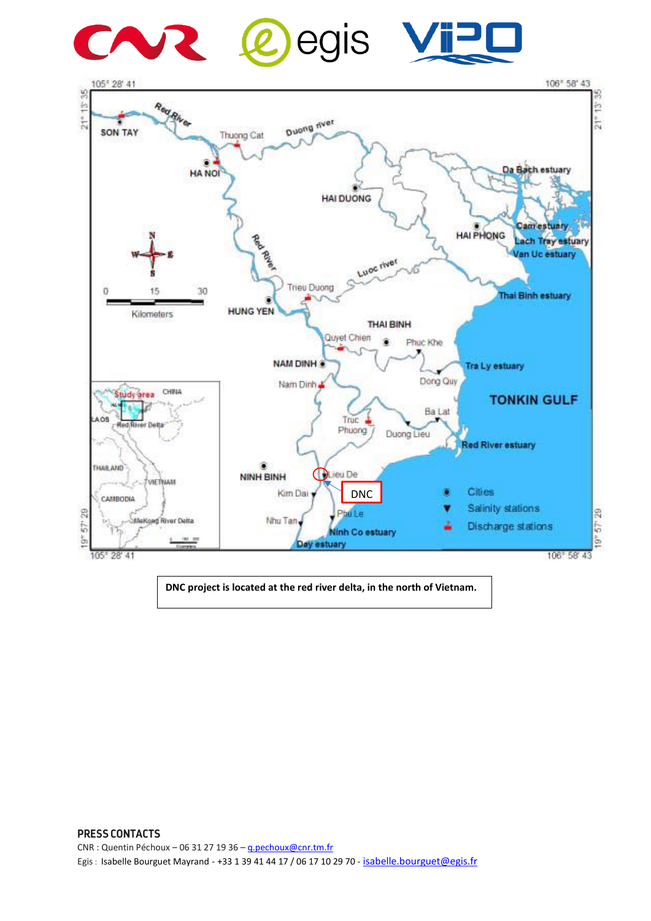DNC project is located at the red river delta, in the north of Vietnam.

**PRESS CONTACTS**

CNR : Quentin Péchoux – 06 31 27 19 36 – q.pechoux@cnr.tm.fr

Egis : Isabelle Bourguet Mayrand - +33 1 39 41 44 17 / 06 17 10 29 70 - isabelle.bourguet@egis.fr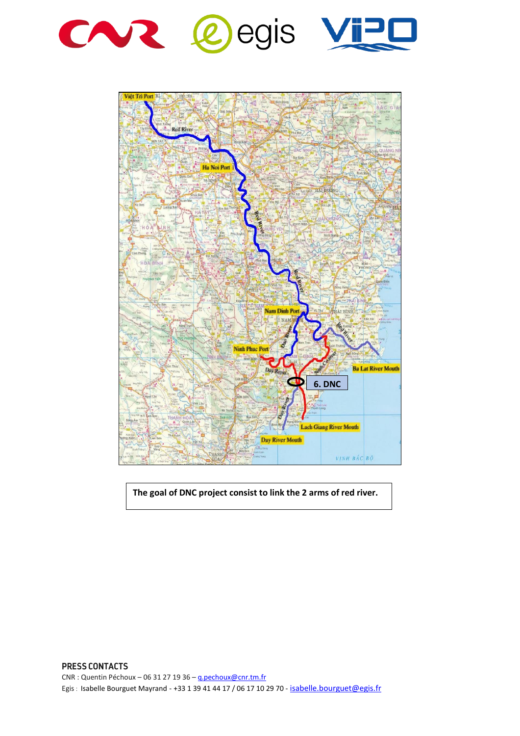The goal of DNC project consist to link the 2 arms of red river.

**PRESS CONTACTS**

CNR : Quentin Péchoux – 06 31 27 19 36 – q.pechoux@cnr.tm.fr

Egis : Isabelle Bourguet Mayrand - +33 1 39 41 44 17 / 06 17 10 29 70 - isabelle.bourguet@egis.fr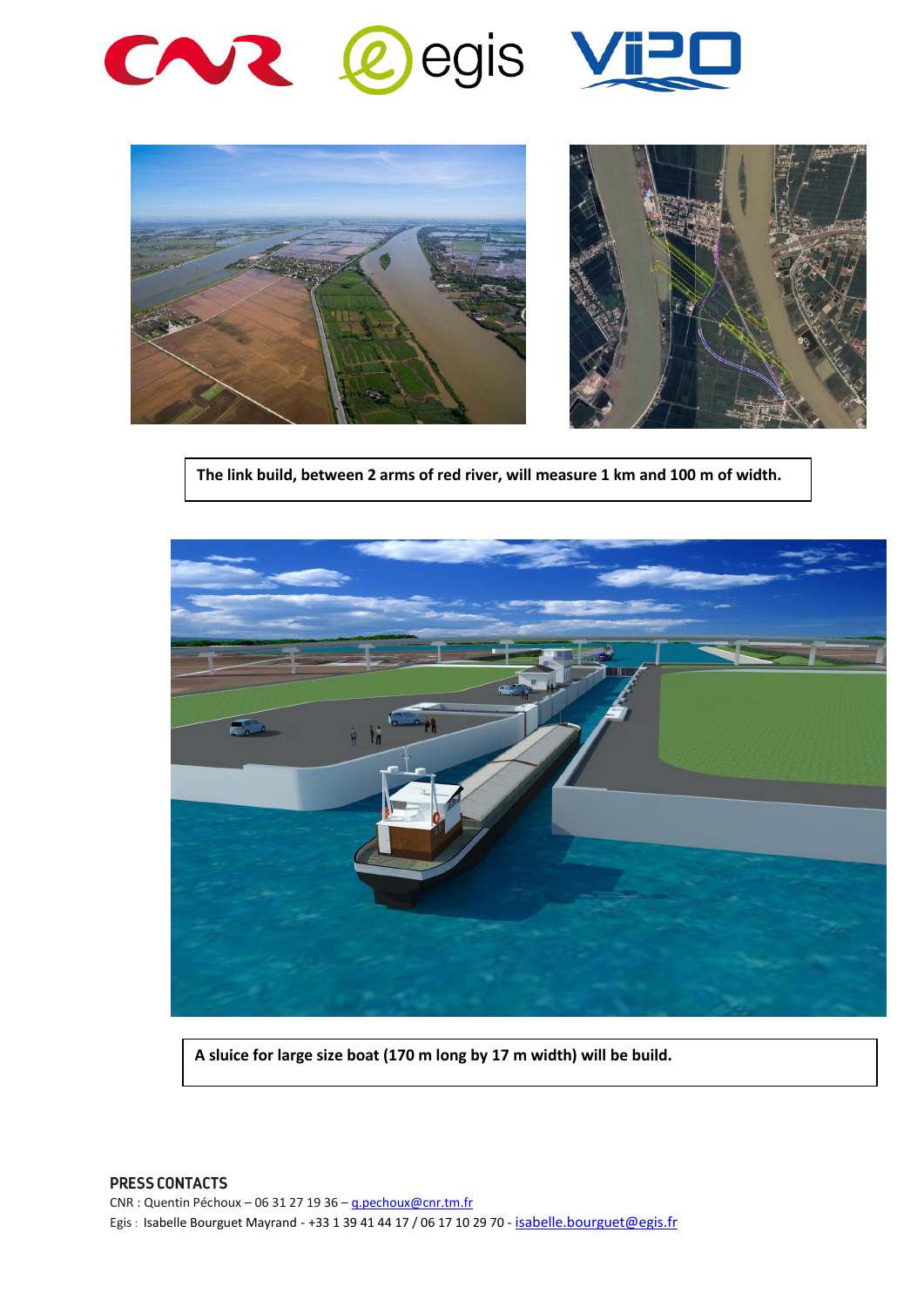The link build, between 2 arms of red river, will measure 1 km and 100 m of width.

A sluice for large size boat (170 m long by 17 m width) will be build.

## PRESS CONTACTS

CNR : Quentin Péchoux – 06 31 27 19 36 – q.pechoux@cnr.tm.fr

Egis : Isabelle Bourguet Mayrand - +33 1 39 41 44 17 / 06 17 10 29 70 - isabelle.bourguet@egis.fr